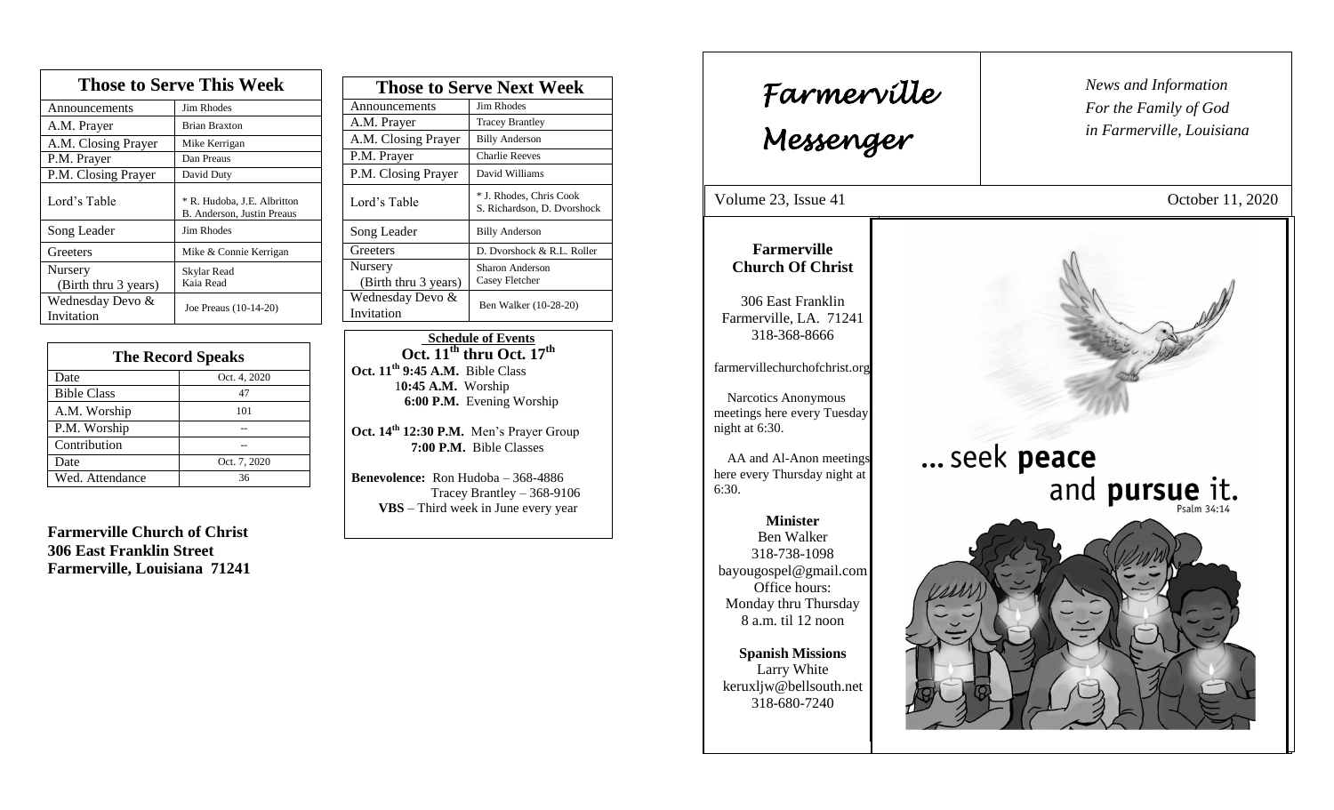| Those to Serve This Week | |
|---|---|
| Announcements | Jim Rhodes |
| A.M. Prayer | Brian Braxton |
| A.M. Closing Prayer | Mike Kerrigan |
| P.M. Prayer | Dan Preaus |
| P.M. Closing Prayer | David Duty |
| Lord's Table | * R. Hudoba, J.E. Albritton B. Anderson, Justin Preaus |
| Song Leader | Jim Rhodes |
| Greeters | Mike & Connie Kerrigan |
| Nursery (Birth thru 3 years) | Skylar Read Kaia Read |
| Wednesday Devo & Invitation | Joe Preaus (10-14-20) |

| The Record Speaks | |
|---|---|
| Date | Oct. 4, 2020 |
| Bible Class | 47 |
| A.M. Worship | 101 |
| P.M. Worship | -- |
| Contribution | -- |
| Date | Oct. 7, 2020 |
| Wed. Attendance | 36 |

**Farmerville Church of Christ**
**306 East Franklin Street**
**Farmerville, Louisiana 71241**

| Those to Serve Next Week | |
|---|---|
| Announcements | Jim Rhodes |
| A.M. Prayer | Tracey Brantley |
| A.M. Closing Prayer | Billy Anderson |
| P.M. Prayer | Charlie Reeves |
| P.M. Closing Prayer | David Williams |
| Lord's Table | * J. Rhodes, Chris Cook S. Richardson, D. Dvorshock |
| Song Leader | Billy Anderson |
| Greeters | D. Dvorshock & R.L. Roller |
| Nursery (Birth thru 3 years) | Sharon Anderson Casey Fletcher |
| Wednesday Devo & Invitation | Ben Walker (10-28-20) |

**Schedule of Events**
**Oct. 11th thru Oct. 17th**

**Oct. 11th 9:45 A.M.** Bible Class
**10:45 A.M.** Worship
**6:00 P.M.** Evening Worship

**Oct. 14th 12:30 P.M.** Men's Prayer Group
**7:00 P.M.** Bible Classes

**Benevolence:** Ron Hudoba – 368-4886
Tracey Brantley – 368-9106
**VBS** – Third week in June every year

# Farmerville Messenger

*News and Information For the Family of God in Farmerville, Louisiana*

Volume 23, Issue 41 — October 11, 2020

**Farmerville Church Of Christ**

306 East Franklin
Farmerville, LA. 71241
318-368-8666

farmervillechurchofchrist.org

Narcotics Anonymous meetings here every Tuesday night at 6:30.

AA and Al-Anon meetings here every Thursday night at 6:30.

**Minister**
Ben Walker
318-738-1098
bayougospel@gmail.com
Office hours:
Monday thru Thursday
8 a.m. til 12 noon

**Spanish Missions**
Larry White
keruxljw@bellsouth.net
318-680-7240

... seek **peace** and **pursue** it.
Psalm 34:14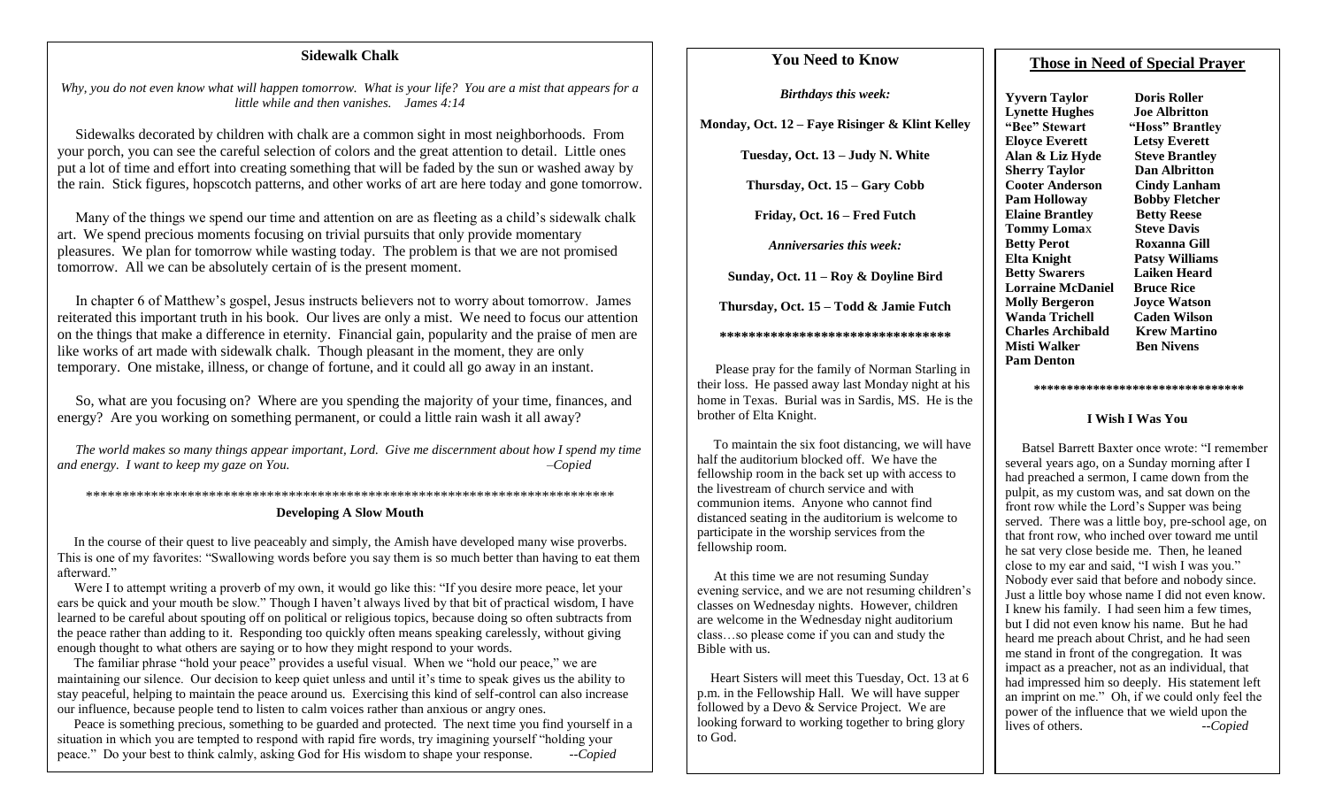## Sidewalk Chalk

*Why, you do not even know what will happen tomorrow. What is your life? You are a mist that appears for a little while and then vanishes. James 4:14*

Sidewalks decorated by children with chalk are a common sight in most neighborhoods. From your porch, you can see the careful selection of colors and the great attention to detail. Little ones put a lot of time and effort into creating something that will be faded by the sun or washed away by the rain. Stick figures, hopscotch patterns, and other works of art are here today and gone tomorrow.

Many of the things we spend our time and attention on are as fleeting as a child's sidewalk chalk art. We spend precious moments focusing on trivial pursuits that only provide momentary pleasures. We plan for tomorrow while wasting today. The problem is that we are not promised tomorrow. All we can be absolutely certain of is the present moment.

In chapter 6 of Matthew's gospel, Jesus instructs believers not to worry about tomorrow. James reiterated this important truth in his book. Our lives are only a mist. We need to focus our attention on the things that make a difference in eternity. Financial gain, popularity and the praise of men are like works of art made with sidewalk chalk. Though pleasant in the moment, they are only temporary. One mistake, illness, or change of fortune, and it could all go away in an instant.

So, what are you focusing on? Where are you spending the majority of your time, finances, and energy? Are you working on something permanent, or could a little rain wash it all away?

*The world makes so many things appear important, Lord. Give me discernment about how I spend my time and energy. I want to keep my gaze on You. –Copied*

\*\*\*\*\*\*\*\*\*\*\*\*\*\*\*\*\*\*\*\*\*\*\*\*\*\*\*\*\*\*\*\*\*\*\*\*\*\*\*\*\*\*\*\*\*\*\*\*\*\*\*\*\*\*\*\*\*\*\*\*\*\*\*\*\*\*\*\*\*\*\*\*\*\*\*\*

## Developing A Slow Mouth

In the course of their quest to live peaceably and simply, the Amish have developed many wise proverbs. This is one of my favorites: "Swallowing words before you say them is so much better than having to eat them afterward."

Were I to attempt writing a proverb of my own, it would go like this: "If you desire more peace, let your ears be quick and your mouth be slow." Though I haven't always lived by that bit of practical wisdom, I have learned to be careful about spouting off on political or religious topics, because doing so often subtracts from the peace rather than adding to it. Responding too quickly often means speaking carelessly, without giving enough thought to what others are saying or to how they might respond to your words.

The familiar phrase "hold your peace" provides a useful visual. When we "hold our peace," we are maintaining our silence. Our decision to keep quiet unless and until it's time to speak gives us the ability to stay peaceful, helping to maintain the peace around us. Exercising this kind of self-control can also increase our influence, because people tend to listen to calm voices rather than anxious or angry ones.

Peace is something precious, something to be guarded and protected. The next time you find yourself in a situation in which you are tempted to respond with rapid fire words, try imagining yourself "holding your peace." Do your best to think calmly, asking God for His wisdom to shape your response. *--Copied*

## You Need to Know

***Birthdays this week:***

**Monday, Oct. 12 – Faye Risinger & Klint Kelley**

**Tuesday, Oct. 13 – Judy N. White**

**Thursday, Oct. 15 – Gary Cobb**

**Friday, Oct. 16 – Fred Futch**

***Anniversaries this week:***

**Sunday, Oct. 11 – Roy & Doyline Bird**

**Thursday, Oct. 15 – Todd & Jamie Futch**

\*\*\*\*\*\*\*\*\*\*\*\*\*\*\*\*\*\*\*\*\*\*\*\*\*\*\*\*\*\*\*\*\*

Please pray for the family of Norman Starling in their loss. He passed away last Monday night at his home in Texas. Burial was in Sardis, MS. He is the brother of Elta Knight.

To maintain the six foot distancing, we will have half the auditorium blocked off. We have the fellowship room in the back set up with access to the livestream of church service and with communion items. Anyone who cannot find distanced seating in the auditorium is welcome to participate in the worship services from the fellowship room.

At this time we are not resuming Sunday evening service, and we are not resuming children's classes on Wednesday nights. However, children are welcome in the Wednesday night auditorium class…so please come if you can and study the Bible with us.

Heart Sisters will meet this Tuesday, Oct. 13 at 6 p.m. in the Fellowship Hall. We will have supper followed by a Devo & Service Project. We are looking forward to working together to bring glory to God.

## Those in Need of Special Prayer

| | |
|---|---|
| **Yyvern Taylor** | **Doris Roller** |
| **Lynette Hughes** | **Joe Albritton** |
| **"Bee" Stewart** | **"Hoss" Brantley** |
| **Eloyce Everett** | **Letsy Everett** |
| **Alan & Liz Hyde** | **Steve Brantley** |
| **Sherry Taylor** | **Dan Albritton** |
| **Cooter Anderson** | **Cindy Lanham** |
| **Pam Holloway** | **Bobby Fletcher** |
| **Elaine Brantley** | **Betty Reese** |
| **Tommy Lomax** | **Steve Davis** |
| **Betty Perot** | **Roxanna Gill** |
| **Elta Knight** | **Patsy Williams** |
| **Betty Swarers** | **Laiken Heard** |
| **Lorraine McDaniel** | **Bruce Rice** |
| **Molly Bergeron** | **Joyce Watson** |
| **Wanda Trichell** | **Caden Wilson** |
| **Charles Archibald** | **Krew Martino** |
| **Misti Walker** | **Ben Nivens** |
| **Pam Denton** | |

\*\*\*\*\*\*\*\*\*\*\*\*\*\*\*\*\*\*\*\*\*\*\*\*\*\*\*\*\*\*\*

### I Wish I Was You

Batsel Barrett Baxter once wrote: "I remember several years ago, on a Sunday morning after I had preached a sermon, I came down from the pulpit, as my custom was, and sat down on the front row while the Lord's Supper was being served. There was a little boy, pre-school age, on that front row, who inched over toward me until he sat very close beside me. Then, he leaned close to my ear and said, "I wish I was you." Nobody ever said that before and nobody since. Just a little boy whose name I did not even know. I knew his family. I had seen him a few times, but I did not even know his name. But he had heard me preach about Christ, and he had seen me stand in front of the congregation. It was impact as a preacher, not as an individual, that had impressed him so deeply. His statement left an imprint on me." Oh, if we could only feel the power of the influence that we wield upon the lives of others. *--Copied*